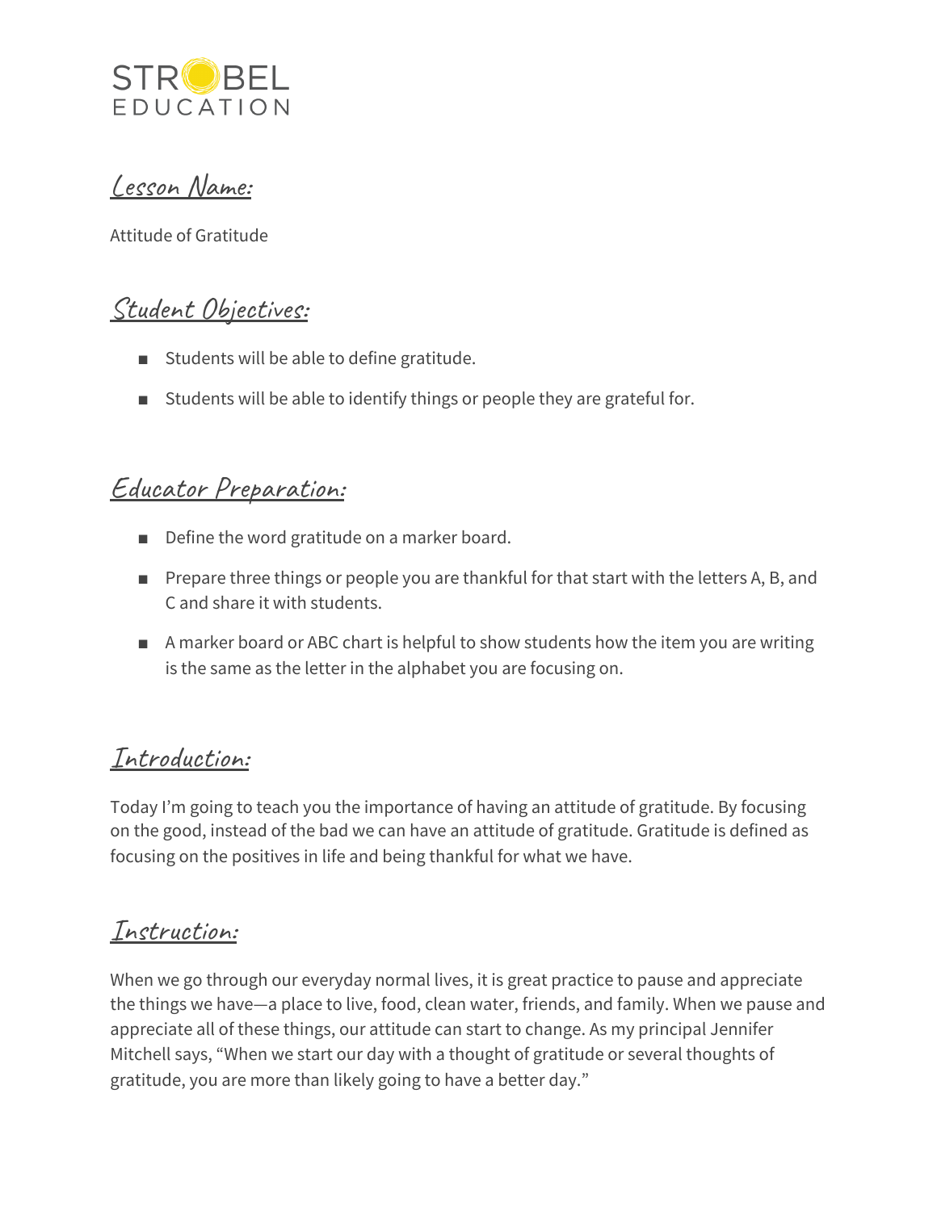STROBEL EDUCATION

## Lesson Name:

Attitude of Gratitude

## Student Objectives:

- Students will be able to define gratitude.
- Students will be able to identify things or people they are grateful for.

## Educator Preparation:

- Define the word gratitude on a marker board.
- Prepare three things or people you are thankful for that start with the letters A, B, and C and share it with students.
- A marker board or ABC chart is helpful to show students how the item you are writing is the same as the letter in the alphabet you are focusing on.

## Introduction:

Today I'm going to teach you the importance of having an attitude of gratitude. By focusing on the good, instead of the bad we can have an attitude of gratitude. Gratitude is defined as focusing on the positives in life and being thankful for what we have.

## Instruction:

When we go through our everyday normal lives, it is great practice to pause and appreciate the things we have—a place to live, food, clean water, friends, and family. When we pause and appreciate all of these things, our attitude can start to change. As my principal Jennifer Mitchell says, "When we start our day with a thought of gratitude or several thoughts of gratitude, you are more than likely going to have a better day."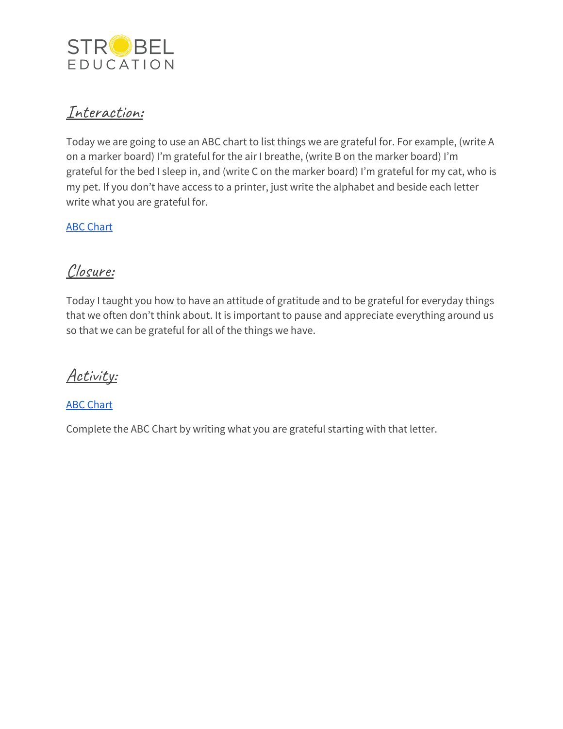## Interaction:

Today we are going to use an ABC chart to list things we are grateful for. For example, (write A on a marker board) I'm grateful for the air I breathe, (write B on the marker board) I'm grateful for the bed I sleep in, and (write C on the marker board) I'm grateful for my cat, who is my pet. If you don't have access to a printer, just write the alphabet and beside each letter write what you are grateful for.

ABC Chart

## Closure:

Today I taught you how to have an attitude of gratitude and to be grateful for everyday things that we often don't think about. It is important to pause and appreciate everything around us so that we can be grateful for all of the things we have.

## Activity:

ABC Chart

Complete the ABC Chart by writing what you are grateful starting with that letter.